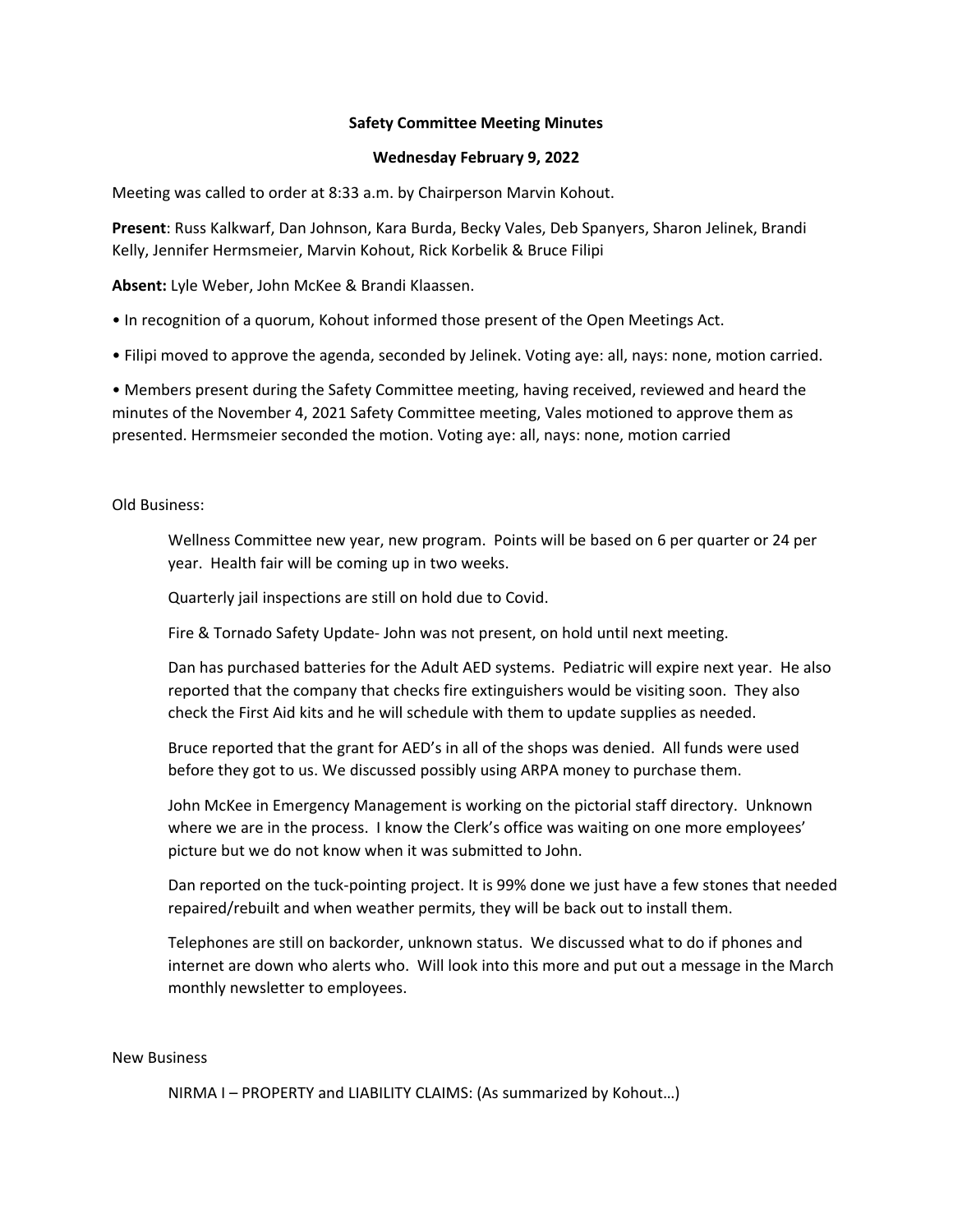**Safety Committee Meeting Minutes**

**Wednesday February 9, 2022**

Meeting was called to order at 8:33 a.m. by Chairperson Marvin Kohout.

**Present**: Russ Kalkwarf, Dan Johnson, Kara Burda, Becky Vales, Deb Spanyers, Sharon Jelinek, Brandi Kelly, Jennifer Hermsmeier, Marvin Kohout, Rick Korbelik & Bruce Filipi

**Absent:** Lyle Weber, John McKee & Brandi Klaassen.

- In recognition of a quorum, Kohout informed those present of the Open Meetings Act.
- Filipi moved to approve the agenda, seconded by Jelinek. Voting aye: all, nays: none, motion carried.
- Members present during the Safety Committee meeting, having received, reviewed and heard the minutes of the November 4, 2021 Safety Committee meeting, Vales motioned to approve them as presented. Hermsmeier seconded the motion. Voting aye: all, nays: none, motion carried

Old Business:

Wellness Committee new year, new program. Points will be based on 6 per quarter or 24 per year. Health fair will be coming up in two weeks.

Quarterly jail inspections are still on hold due to Covid.

Fire & Tornado Safety Update- John was not present, on hold until next meeting.

Dan has purchased batteries for the Adult AED systems. Pediatric will expire next year. He also reported that the company that checks fire extinguishers would be visiting soon. They also check the First Aid kits and he will schedule with them to update supplies as needed.

Bruce reported that the grant for AED's in all of the shops was denied. All funds were used before they got to us. We discussed possibly using ARPA money to purchase them.

John McKee in Emergency Management is working on the pictorial staff directory. Unknown where we are in the process. I know the Clerk's office was waiting on one more employees' picture but we do not know when it was submitted to John.

Dan reported on the tuck-pointing project. It is 99% done we just have a few stones that needed repaired/rebuilt and when weather permits, they will be back out to install them.

Telephones are still on backorder, unknown status. We discussed what to do if phones and internet are down who alerts who. Will look into this more and put out a message in the March monthly newsletter to employees.

New Business

NIRMA I – PROPERTY and LIABILITY CLAIMS: (As summarized by Kohout…)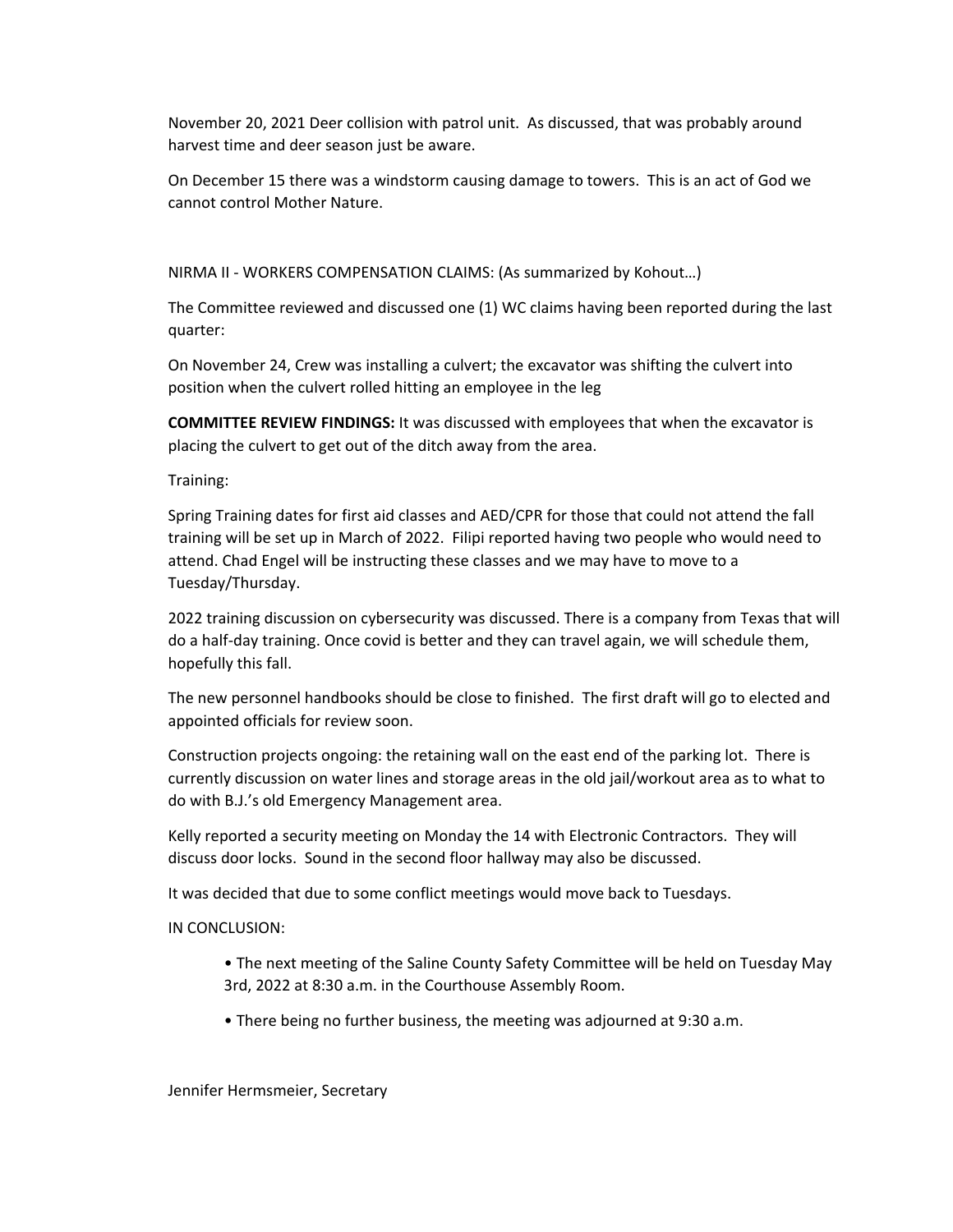November 20, 2021 Deer collision with patrol unit. As discussed, that was probably around harvest time and deer season just be aware.

On December 15 there was a windstorm causing damage to towers. This is an act of God we cannot control Mother Nature.

NIRMA II - WORKERS COMPENSATION CLAIMS: (As summarized by Kohout…)

The Committee reviewed and discussed one (1) WC claims having been reported during the last quarter:

On November 24, Crew was installing a culvert; the excavator was shifting the culvert into position when the culvert rolled hitting an employee in the leg

**COMMITTEE REVIEW FINDINGS:** It was discussed with employees that when the excavator is placing the culvert to get out of the ditch away from the area.

Training:

Spring Training dates for first aid classes and AED/CPR for those that could not attend the fall training will be set up in March of 2022. Filipi reported having two people who would need to attend. Chad Engel will be instructing these classes and we may have to move to a Tuesday/Thursday.

2022 training discussion on cybersecurity was discussed. There is a company from Texas that will do a half-day training. Once covid is better and they can travel again, we will schedule them, hopefully this fall.

The new personnel handbooks should be close to finished. The first draft will go to elected and appointed officials for review soon.

Construction projects ongoing: the retaining wall on the east end of the parking lot. There is currently discussion on water lines and storage areas in the old jail/workout area as to what to do with B.J.'s old Emergency Management area.

Kelly reported a security meeting on Monday the 14 with Electronic Contractors. They will discuss door locks. Sound in the second floor hallway may also be discussed.

It was decided that due to some conflict meetings would move back to Tuesdays.

IN CONCLUSION:

- The next meeting of the Saline County Safety Committee will be held on Tuesday May 3rd, 2022 at 8:30 a.m. in the Courthouse Assembly Room.
- There being no further business, the meeting was adjourned at 9:30 a.m.

Jennifer Hermsmeier, Secretary